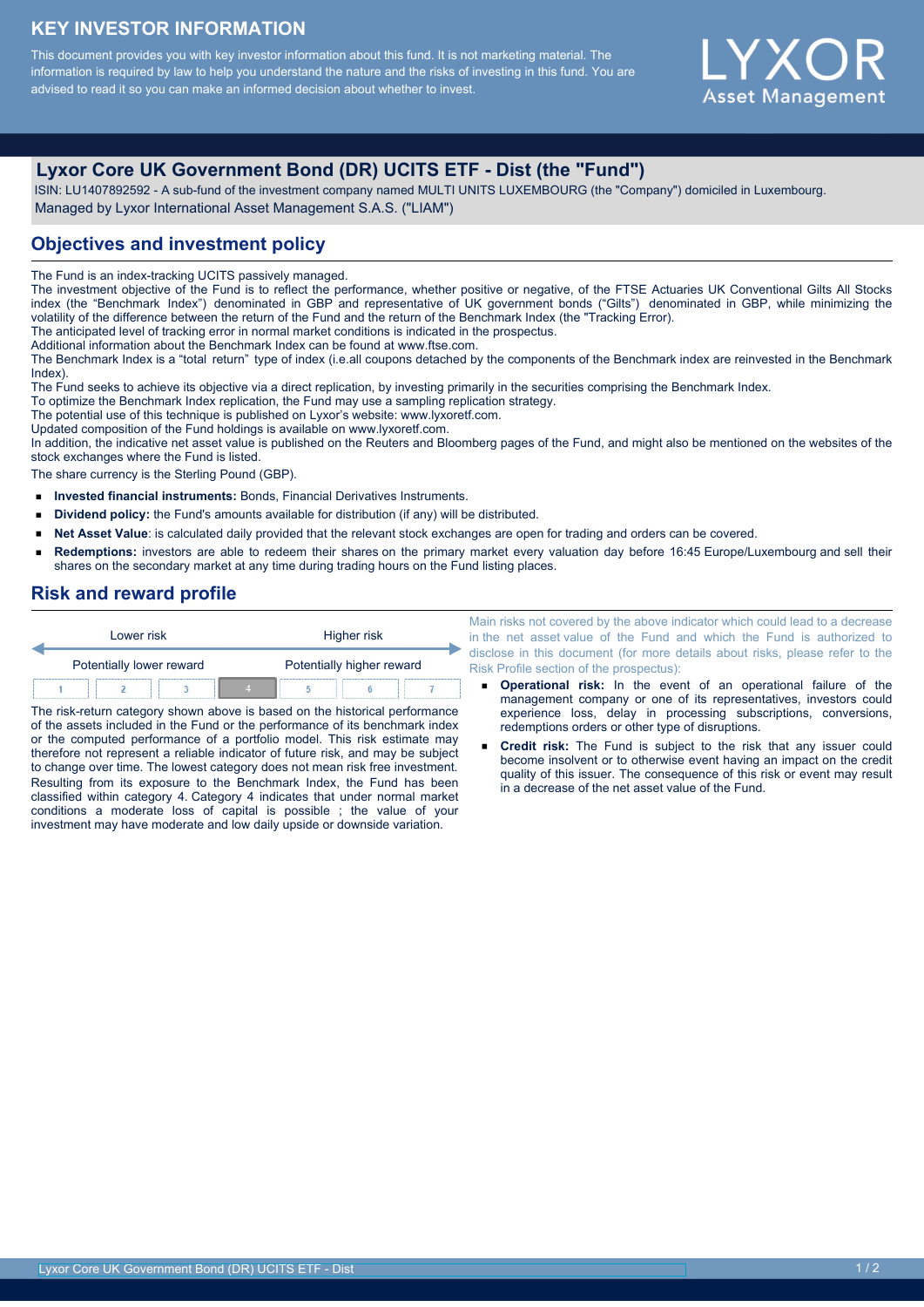# KEY INVESTOR INFORMATION

This document provides you with key investor information about this fund. It is not marketing material. The information is required by law to help you understand the nature and the risks of investing in this fund. You are advised to read it so you can make an informed decision about whether to invest.

LYXOR Asset Management

## Lyxor Core UK Government Bond (DR) UCITS ETF - Dist (the "Fund")

ISIN: LU1407892592 - A sub-fund of the investment company named MULTI UNITS LUXEMBOURG (the "Company") domiciled in Luxembourg.
Managed by Lyxor International Asset Management S.A.S. ("LIAM")

## Objectives and investment policy

The Fund is an index-tracking UCITS passively managed.
The investment objective of the Fund is to reflect the performance, whether positive or negative, of the FTSE Actuaries UK Conventional Gilts All Stocks index (the "Benchmark Index") denominated in GBP and representative of UK government bonds ("Gilts") denominated in GBP, while minimizing the volatility of the difference between the return of the Fund and the return of the Benchmark Index (the "Tracking Error").
The anticipated level of tracking error in normal market conditions is indicated in the prospectus.
Additional information about the Benchmark Index can be found at www.ftse.com.
The Benchmark Index is a "total return" type of index (i.e.all coupons detached by the components of the Benchmark index are reinvested in the Benchmark Index).
The Fund seeks to achieve its objective via a direct replication, by investing primarily in the securities comprising the Benchmark Index.
To optimize the Benchmark Index replication, the Fund may use a sampling replication strategy.
The potential use of this technique is published on Lyxor's website: www.lyxoretf.com.
Updated composition of the Fund holdings is available on www.lyxoretf.com.
In addition, the indicative net asset value is published on the Reuters and Bloomberg pages of the Fund, and might also be mentioned on the websites of the stock exchanges where the Fund is listed.
The share currency is the Sterling Pound (GBP).

- **Invested financial instruments:** Bonds, Financial Derivatives Instruments.
- **Dividend policy:** the Fund's amounts available for distribution (if any) will be distributed.
- **Net Asset Value**: is calculated daily provided that the relevant stock exchanges are open for trading and orders can be covered.
- **Redemptions:** investors are able to redeem their shares on the primary market every valuation day before 16:45 Europe/Luxembourg and sell their shares on the secondary market at any time during trading hours on the Fund listing places.

## Risk and reward profile

| Lower risk | | | | | | Higher risk |
|---|---|---|---|---|---|---|
| Potentially lower reward | | | | | | Potentially higher reward |
| 1 | 2 | 3 | **4** | 5 | 6 | 7 |

The risk-return category shown above is based on the historical performance of the assets included in the Fund or the performance of its benchmark index or the computed performance of a portfolio model. This risk estimate may therefore not represent a reliable indicator of future risk, and may be subject to change over time. The lowest category does not mean risk free investment. Resulting from its exposure to the Benchmark Index, the Fund has been classified within category 4. Category 4 indicates that under normal market conditions a moderate loss of capital is possible ; the value of your investment may have moderate and low daily upside or downside variation.

Main risks not covered by the above indicator which could lead to a decrease in the net asset value of the Fund and which the Fund is authorized to disclose in this document (for more details about risks, please refer to the Risk Profile section of the prospectus):

- **Operational risk:** In the event of an operational failure of the management company or one of its representatives, investors could experience loss, delay in processing subscriptions, conversions, redemptions orders or other type of disruptions.
- **Credit risk:** The Fund is subject to the risk that any issuer could become insolvent or to otherwise event having an impact on the credit quality of this issuer. The consequence of this risk or event may result in a decrease of the net asset value of the Fund.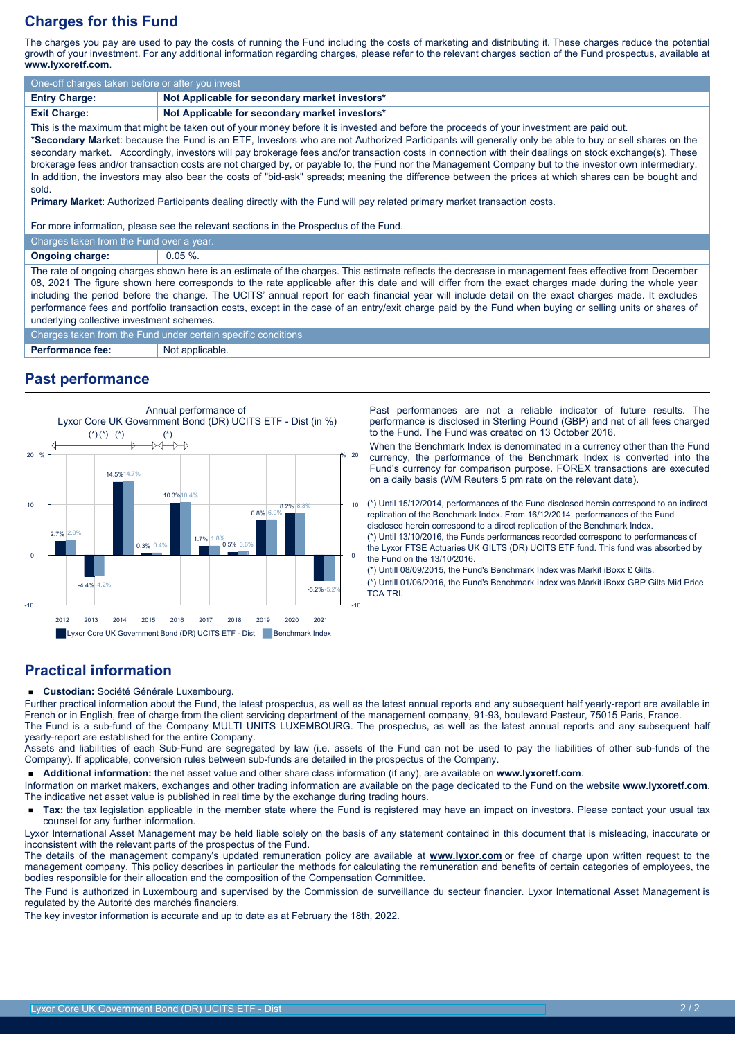## Charges for this Fund

The charges you pay are used to pay the costs of running the Fund including the costs of marketing and distributing it. These charges reduce the potential growth of your investment. For any additional information regarding charges, please refer to the relevant charges section of the Fund prospectus, available at **www.lyxoretf.com**.

| One-off charges taken before or after you invest | |
|---|---|
| **Entry Charge:** | **Not Applicable for secondary market investors*** |
| **Exit Charge:** | **Not Applicable for secondary market investors*** |

This is the maximum that might be taken out of your money before it is invested and before the proceeds of your investment are paid out.

***Secondary Market**: because the Fund is an ETF, Investors who are not Authorized Participants will generally only be able to buy or sell shares on the secondary market. Accordingly, investors will pay brokerage fees and/or transaction costs in connection with their dealings on stock exchange(s). These brokerage fees and/or transaction costs are not charged by, or payable to, the Fund nor the Management Company but to the investor own intermediary. In addition, the investors may also bear the costs of "bid-ask" spreads; meaning the difference between the prices at which shares can be bought and sold.

**Primary Market**: Authorized Participants dealing directly with the Fund will pay related primary market transaction costs.

For more information, please see the relevant sections in the Prospectus of the Fund.

| Charges taken from the Fund over a year. | |
|---|---|
| **Ongoing charge:** | 0.05 %. |

The rate of ongoing charges shown here is an estimate of the charges. This estimate reflects the decrease in management fees effective from December 08, 2021 The figure shown here corresponds to the rate applicable after this date and will differ from the exact charges made during the whole year including the period before the change. The UCITS' annual report for each financial year will include detail on the exact charges made. It excludes performance fees and portfolio transaction costs, except in the case of an entry/exit charge paid by the Fund when buying or selling units or shares of underlying collective investment schemes.

| Charges taken from the Fund under certain specific conditions | |
|---|---|
| **Performance fee:** | Not applicable. |

## Past performance

Annual performance of
Lyxor Core UK Government Bond (DR) UCITS ETF - Dist (in %)

(*)(*) (*) (*)

20 %
10
0
-10

2.7% 2.9%
-4.4% -4.2%
14.5% 14.7%
0.3% 0.4%
10.3% 10.4%
1.7% 1.8%
0.5% 0.6%
6.8% 6.9%
8.2% 8.3%
-5.2% -5.2%

2012 2013 2014 2015 2016 2017 2018 2019 2020 2021

Lyxor Core UK Government Bond (DR) UCITS ETF - Dist
Benchmark Index

Past performances are not a reliable indicator of future results. The performance is disclosed in Sterling Pound (GBP) and net of all fees charged to the Fund. The Fund was created on 13 October 2016.

When the Benchmark Index is denominated in a currency other than the Fund currency, the performance of the Benchmark Index is converted into the Fund's currency for comparison purpose. FOREX transactions are executed on a daily basis (WM Reuters 5 pm rate on the relevant date).

(*) Until 15/12/2014, performances of the Fund disclosed herein correspond to an indirect replication of the Benchmark Index. From 16/12/2014, performances of the Fund disclosed herein correspond to a direct replication of the Benchmark Index.

(*) Until 13/10/2016, the Funds performances recorded correspond to performances of the Lyxor FTSE Actuaries UK GILTS (DR) UCITS ETF fund. This fund was absorbed by the Fund on the 13/10/2016.

(*) Untill 08/09/2015, the Fund's Benchmark Index was Markit iBoxx £ Gilts.

(*) Untill 01/06/2016, the Fund's Benchmark Index was Markit iBoxx GBP Gilts Mid Price TCA TRI.

## Practical information

- **Custodian:** Société Générale Luxembourg.

Further practical information about the Fund, the latest prospectus, as well as the latest annual reports and any subsequent half yearly-report are available in French or in English, free of charge from the client servicing department of the management company, 91-93, boulevard Pasteur, 75015 Paris, France.

The Fund is a sub-fund of the Company MULTI UNITS LUXEMBOURG. The prospectus, as well as the latest annual reports and any subsequent half yearly-report are established for the entire Company.

Assets and liabilities of each Sub-Fund are segregated by law (i.e. assets of the Fund can not be used to pay the liabilities of other sub-funds of the Company). If applicable, conversion rules between sub-funds are detailed in the prospectus of the Company.

- **Additional information:** the net asset value and other share class information (if any), are available on **www.lyxoretf.com**.

Information on market makers, exchanges and other trading information are available on the page dedicated to the Fund on the website **www.lyxoretf.com**. The indicative net asset value is published in real time by the exchange during trading hours.

- **Tax:** the tax legislation applicable in the member state where the Fund is registered may have an impact on investors. Please contact your usual tax counsel for any further information.

Lyxor International Asset Management may be held liable solely on the basis of any statement contained in this document that is misleading, inaccurate or inconsistent with the relevant parts of the prospectus of the Fund.

The details of the management company's updated remuneration policy are available at **www.lyxor.com** or free of charge upon written request to the management company. This policy describes in particular the methods for calculating the remuneration and benefits of certain categories of employees, the bodies responsible for their allocation and the composition of the Compensation Committee.

The Fund is authorized in Luxembourg and supervised by the Commission de surveillance du secteur financier. Lyxor International Asset Management is regulated by the Autorité des marchés financiers.

The key investor information is accurate and up to date as at February the 18th, 2022.